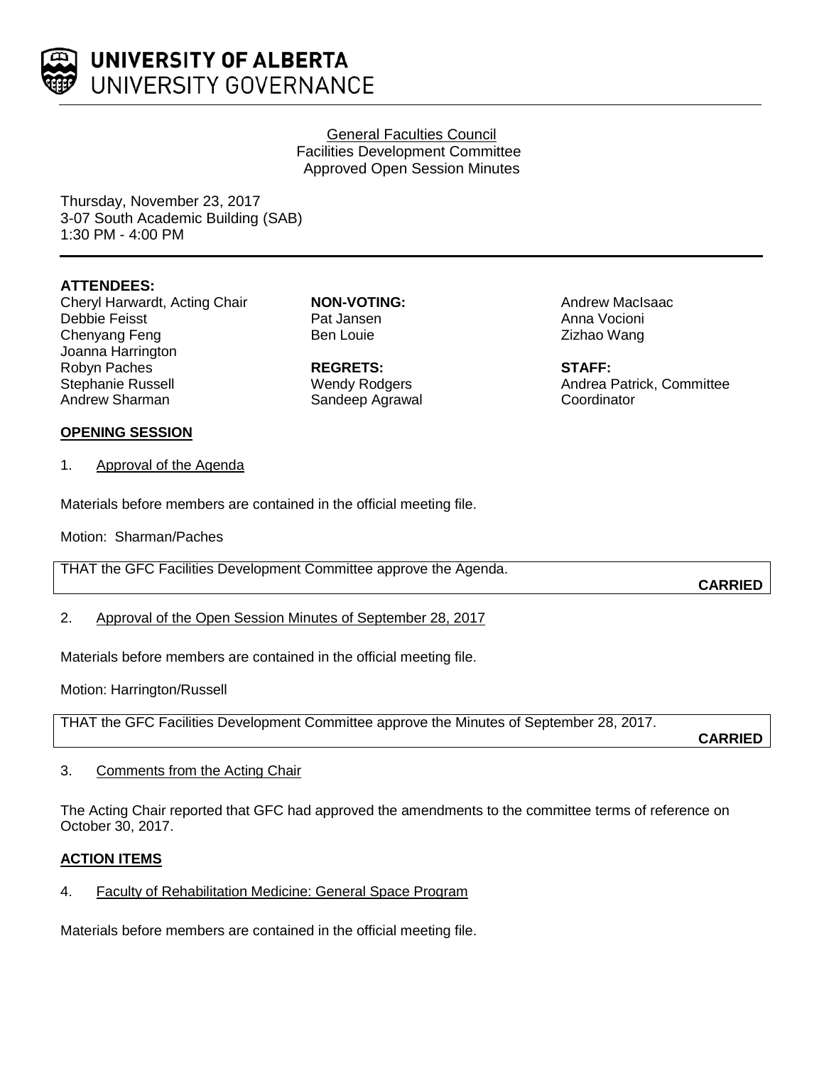**UNIVERSITY OF ALBERTA**
UNIVERSITY GOVERNANCE

General Faculties Council
Facilities Development Committee
Approved Open Session Minutes

Thursday, November 23, 2017
3-07 South Academic Building (SAB)
1:30 PM - 4:00 PM

**ATTENDEES:**

Cheryl Harwardt, Acting Chair
Debbie Feisst
Chenyang Feng
Joanna Harrington
Robyn Paches
Stephanie Russell
Andrew Sharman

**NON-VOTING:**
Pat Jansen
Ben Louie

**REGRETS:**
Wendy Rodgers
Sandeep Agrawal

Andrew MacIsaac
Anna Vocioni
Zizhao Wang

**STAFF:**
Andrea Patrick, Committee Coordinator

**OPENING SESSION**

1. Approval of the Agenda

Materials before members are contained in the official meeting file.

Motion: Sharman/Paches

THAT the GFC Facilities Development Committee approve the Agenda.

**CARRIED**

2. Approval of the Open Session Minutes of September 28, 2017

Materials before members are contained in the official meeting file.

Motion: Harrington/Russell

THAT the GFC Facilities Development Committee approve the Minutes of September 28, 2017.

**CARRIED**

3. Comments from the Acting Chair

The Acting Chair reported that GFC had approved the amendments to the committee terms of reference on October 30, 2017.

**ACTION ITEMS**

4. Faculty of Rehabilitation Medicine: General Space Program

Materials before members are contained in the official meeting file.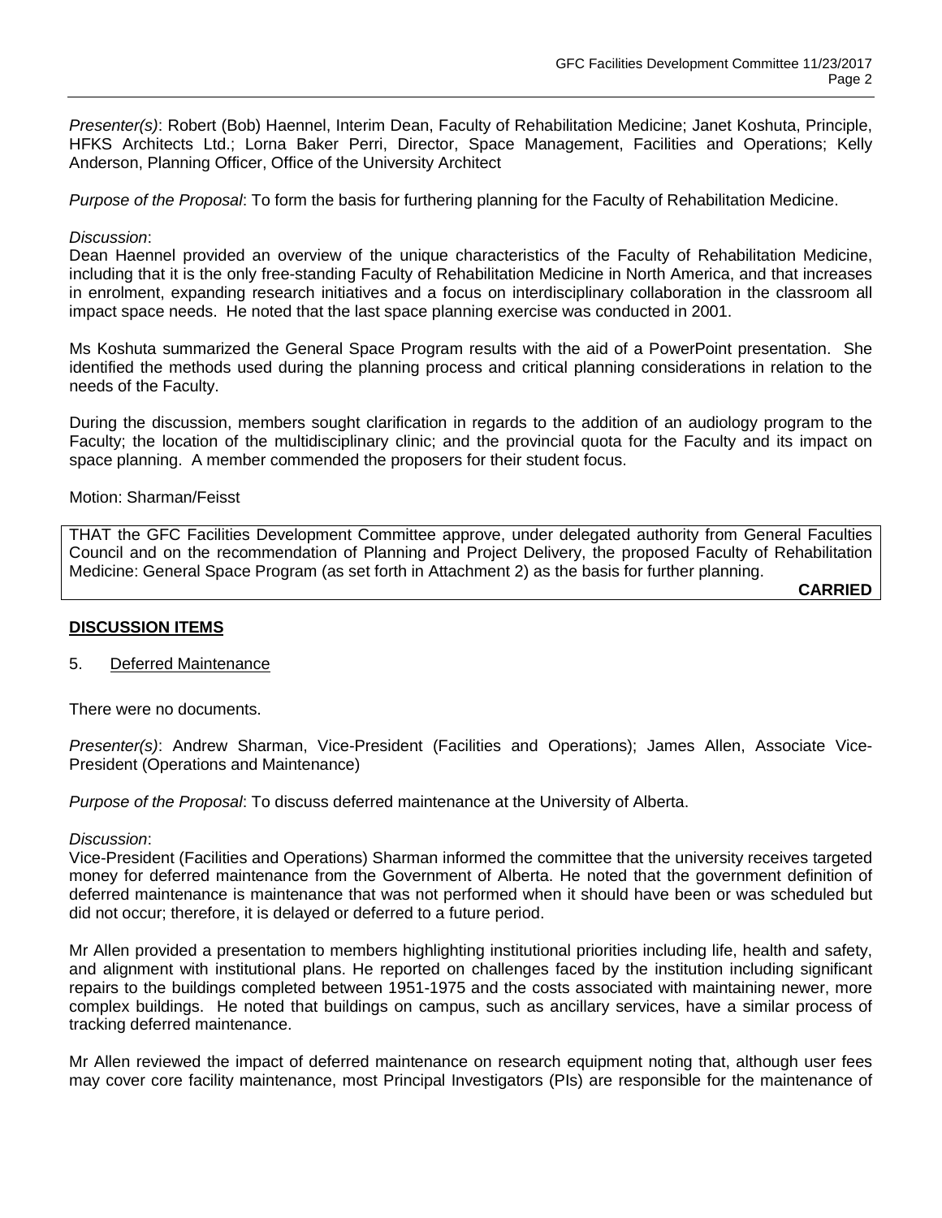*Presenter(s)*: Robert (Bob) Haennel, Interim Dean, Faculty of Rehabilitation Medicine; Janet Koshuta, Principle, HFKS Architects Ltd.; Lorna Baker Perri, Director, Space Management, Facilities and Operations; Kelly Anderson, Planning Officer, Office of the University Architect

*Purpose of the Proposal*: To form the basis for furthering planning for the Faculty of Rehabilitation Medicine.

*Discussion*:
Dean Haennel provided an overview of the unique characteristics of the Faculty of Rehabilitation Medicine, including that it is the only free-standing Faculty of Rehabilitation Medicine in North America, and that increases in enrolment, expanding research initiatives and a focus on interdisciplinary collaboration in the classroom all impact space needs. He noted that the last space planning exercise was conducted in 2001.

Ms Koshuta summarized the General Space Program results with the aid of a PowerPoint presentation. She identified the methods used during the planning process and critical planning considerations in relation to the needs of the Faculty.

During the discussion, members sought clarification in regards to the addition of an audiology program to the Faculty; the location of the multidisciplinary clinic; and the provincial quota for the Faculty and its impact on space planning. A member commended the proposers for their student focus.

Motion: Sharman/Feisst

THAT the GFC Facilities Development Committee approve, under delegated authority from General Faculties Council and on the recommendation of Planning and Project Delivery, the proposed Faculty of Rehabilitation Medicine: General Space Program (as set forth in Attachment 2) as the basis for further planning.

**CARRIED**

## DISCUSSION ITEMS

5. Deferred Maintenance

There were no documents.

*Presenter(s)*: Andrew Sharman, Vice-President (Facilities and Operations); James Allen, Associate Vice-President (Operations and Maintenance)

*Purpose of the Proposal*: To discuss deferred maintenance at the University of Alberta.

*Discussion*:
Vice-President (Facilities and Operations) Sharman informed the committee that the university receives targeted money for deferred maintenance from the Government of Alberta. He noted that the government definition of deferred maintenance is maintenance that was not performed when it should have been or was scheduled but did not occur; therefore, it is delayed or deferred to a future period.

Mr Allen provided a presentation to members highlighting institutional priorities including life, health and safety, and alignment with institutional plans. He reported on challenges faced by the institution including significant repairs to the buildings completed between 1951-1975 and the costs associated with maintaining newer, more complex buildings. He noted that buildings on campus, such as ancillary services, have a similar process of tracking deferred maintenance.

Mr Allen reviewed the impact of deferred maintenance on research equipment noting that, although user fees may cover core facility maintenance, most Principal Investigators (PIs) are responsible for the maintenance of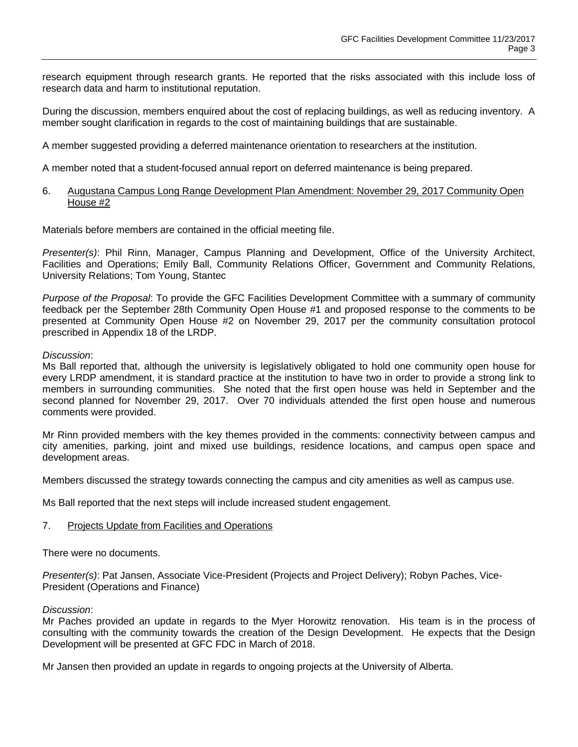research equipment through research grants. He reported that the risks associated with this include loss of research data and harm to institutional reputation.

During the discussion, members enquired about the cost of replacing buildings, as well as reducing inventory. A member sought clarification in regards to the cost of maintaining buildings that are sustainable.

A member suggested providing a deferred maintenance orientation to researchers at the institution.

A member noted that a student-focused annual report on deferred maintenance is being prepared.

6. Augustana Campus Long Range Development Plan Amendment: November 29, 2017 Community Open House #2

Materials before members are contained in the official meeting file.

*Presenter(s)*: Phil Rinn, Manager, Campus Planning and Development, Office of the University Architect, Facilities and Operations; Emily Ball, Community Relations Officer, Government and Community Relations, University Relations; Tom Young, Stantec

*Purpose of the Proposal*: To provide the GFC Facilities Development Committee with a summary of community feedback per the September 28th Community Open House #1 and proposed response to the comments to be presented at Community Open House #2 on November 29, 2017 per the community consultation protocol prescribed in Appendix 18 of the LRDP.

*Discussion*:
Ms Ball reported that, although the university is legislatively obligated to hold one community open house for every LRDP amendment, it is standard practice at the institution to have two in order to provide a strong link to members in surrounding communities. She noted that the first open house was held in September and the second planned for November 29, 2017. Over 70 individuals attended the first open house and numerous comments were provided.

Mr Rinn provided members with the key themes provided in the comments: connectivity between campus and city amenities, parking, joint and mixed use buildings, residence locations, and campus open space and development areas.

Members discussed the strategy towards connecting the campus and city amenities as well as campus use.

Ms Ball reported that the next steps will include increased student engagement.

7. Projects Update from Facilities and Operations

There were no documents.

*Presenter(s)*: Pat Jansen, Associate Vice-President (Projects and Project Delivery); Robyn Paches, Vice-President (Operations and Finance)

*Discussion*:
Mr Paches provided an update in regards to the Myer Horowitz renovation. His team is in the process of consulting with the community towards the creation of the Design Development. He expects that the Design Development will be presented at GFC FDC in March of 2018.

Mr Jansen then provided an update in regards to ongoing projects at the University of Alberta.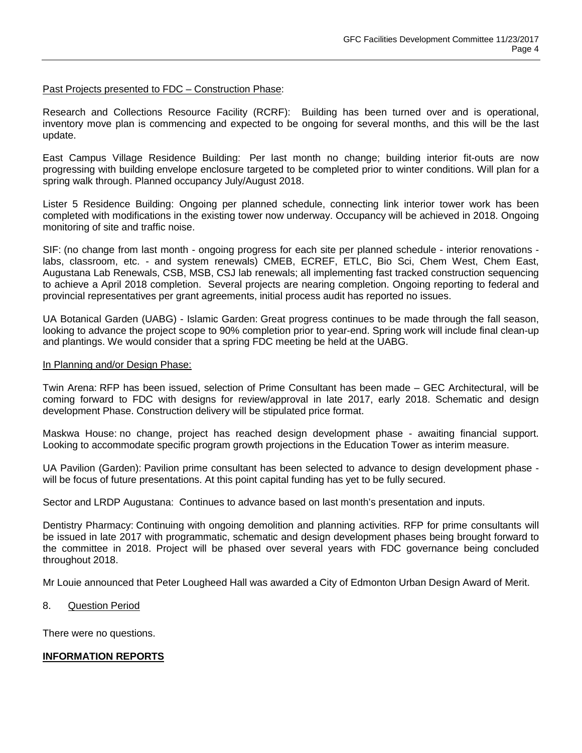Past Projects presented to FDC – Construction Phase:

Research and Collections Resource Facility (RCRF): Building has been turned over and is operational, inventory move plan is commencing and expected to be ongoing for several months, and this will be the last update.

East Campus Village Residence Building: Per last month no change; building interior fit-outs are now progressing with building envelope enclosure targeted to be completed prior to winter conditions. Will plan for a spring walk through. Planned occupancy July/August 2018.

Lister 5 Residence Building: Ongoing per planned schedule, connecting link interior tower work has been completed with modifications in the existing tower now underway. Occupancy will be achieved in 2018. Ongoing monitoring of site and traffic noise.

SIF: (no change from last month - ongoing progress for each site per planned schedule - interior renovations - labs, classroom, etc. - and system renewals) CMEB, ECREF, ETLC, Bio Sci, Chem West, Chem East, Augustana Lab Renewals, CSB, MSB, CSJ lab renewals; all implementing fast tracked construction sequencing to achieve a April 2018 completion. Several projects are nearing completion. Ongoing reporting to federal and provincial representatives per grant agreements, initial process audit has reported no issues.

UA Botanical Garden (UABG) - Islamic Garden: Great progress continues to be made through the fall season, looking to advance the project scope to 90% completion prior to year-end. Spring work will include final clean-up and plantings. We would consider that a spring FDC meeting be held at the UABG.

In Planning and/or Design Phase:

Twin Arena: RFP has been issued, selection of Prime Consultant has been made – GEC Architectural, will be coming forward to FDC with designs for review/approval in late 2017, early 2018. Schematic and design development Phase. Construction delivery will be stipulated price format.

Maskwa House: no change, project has reached design development phase - awaiting financial support. Looking to accommodate specific program growth projections in the Education Tower as interim measure.

UA Pavilion (Garden): Pavilion prime consultant has been selected to advance to design development phase - will be focus of future presentations. At this point capital funding has yet to be fully secured.

Sector and LRDP Augustana: Continues to advance based on last month's presentation and inputs.

Dentistry Pharmacy: Continuing with ongoing demolition and planning activities. RFP for prime consultants will be issued in late 2017 with programmatic, schematic and design development phases being brought forward to the committee in 2018. Project will be phased over several years with FDC governance being concluded throughout 2018.

Mr Louie announced that Peter Lougheed Hall was awarded a City of Edmonton Urban Design Award of Merit.

8. Question Period

There were no questions.

**INFORMATION REPORTS**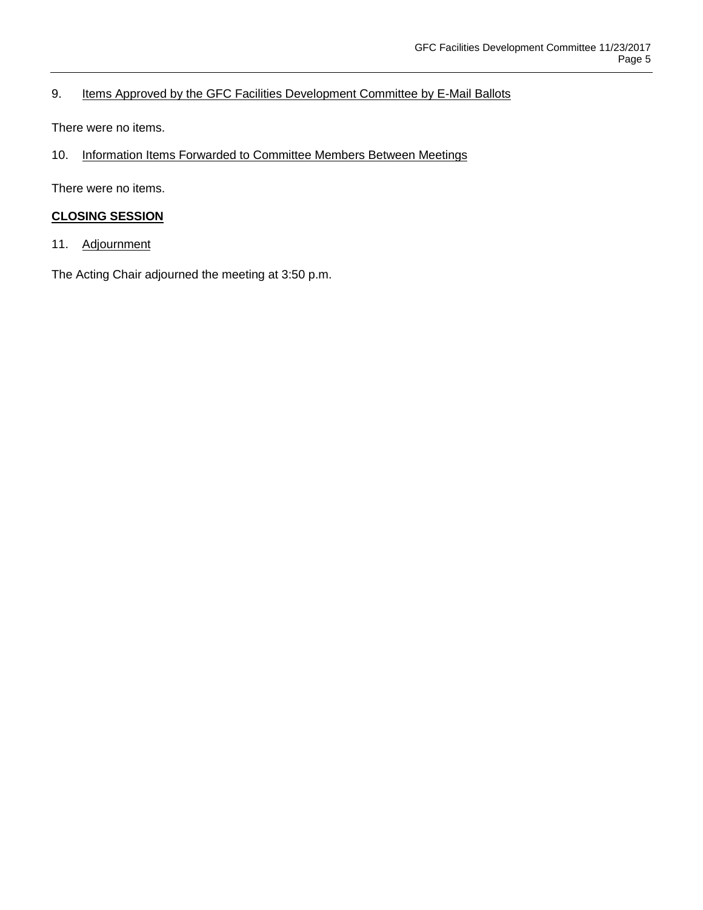9. Items Approved by the GFC Facilities Development Committee by E-Mail Ballots

There were no items.

10. Information Items Forwarded to Committee Members Between Meetings

There were no items.

**CLOSING SESSION**

11. Adjournment

The Acting Chair adjourned the meeting at 3:50 p.m.